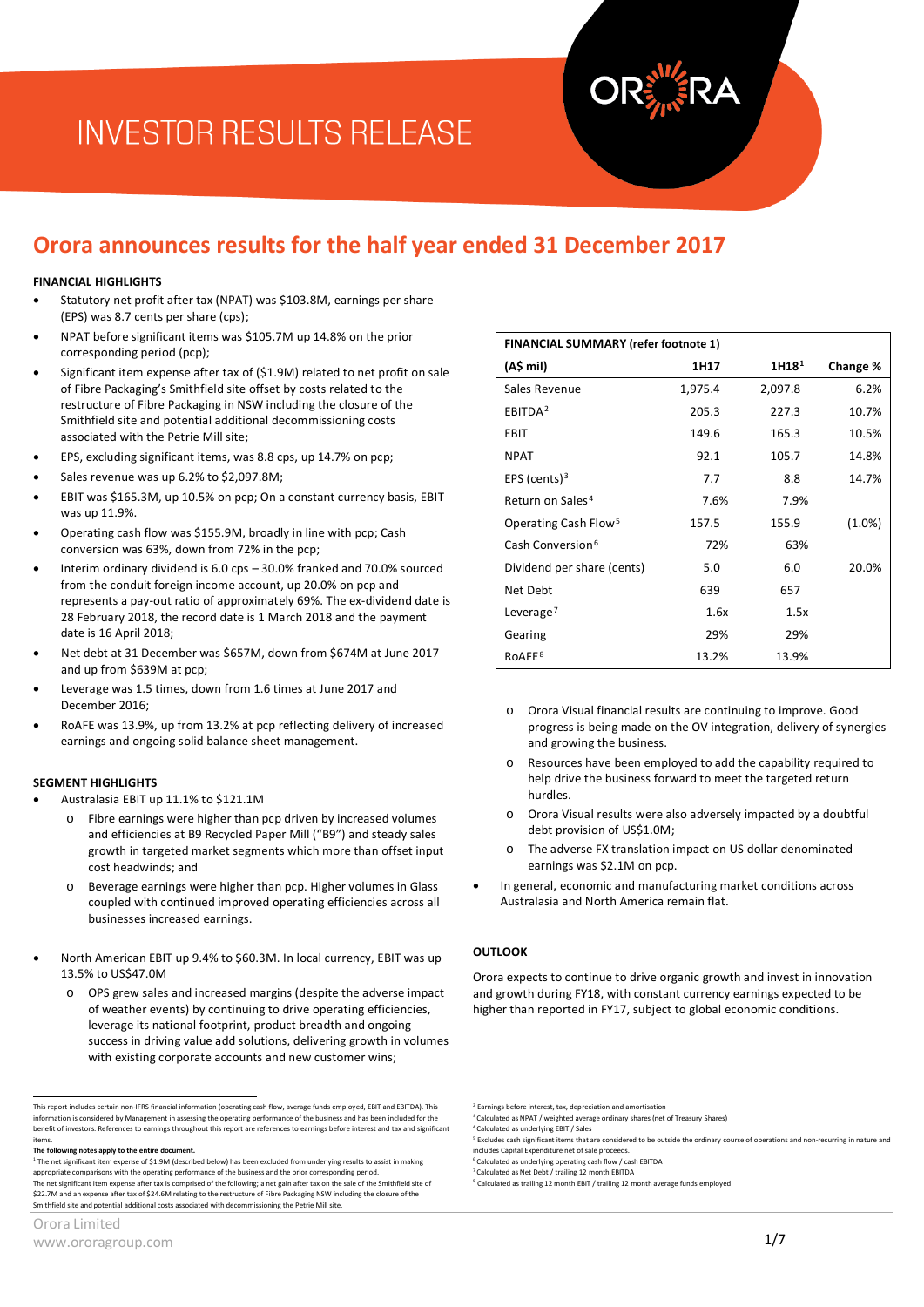# INVESTOR RESULTS RELEASE

## Orora announces results for the half year ended 31 December 2017

### FINANCIAL HIGHLIGHTS

- Statutory net profit after tax (NPAT) was $103.8M, earnings per share (EPS) was 8.7 cents per share (cps);
- NPAT before significant items was $105.7M up 14.8% on the prior corresponding period (pcp);
- Significant item expense after tax of ($1.9M) related to net profit on sale of Fibre Packaging's Smithfield site offset by costs related to the restructure of Fibre Packaging in NSW including the closure of the Smithfield site and potential additional decommissioning costs associated with the Petrie Mill site;
- EPS, excluding significant items, was 8.8 cps, up 14.7% on pcp;
- Sales revenue was up 6.2% to $2,097.8M;
- EBIT was $165.3M, up 10.5% on pcp; On a constant currency basis, EBIT was up 11.9%.
- Operating cash flow was $155.9M, broadly in line with pcp; Cash conversion was 63%, down from 72% in the pcp;
- Interim ordinary dividend is 6.0 cps – 30.0% franked and 70.0% sourced from the conduit foreign income account, up 20.0% on pcp and represents a pay-out ratio of approximately 69%. The ex-dividend date is 28 February 2018, the record date is 1 March 2018 and the payment date is 16 April 2018;
- Net debt at 31 December was $657M, down from $674M at June 2017 and up from $639M at pcp;
- Leverage was 1.5 times, down from 1.6 times at June 2017 and December 2016;
- RoAFE was 13.9%, up from 13.2% at pcp reflecting delivery of increased earnings and ongoing solid balance sheet management.

| FINANCIAL SUMMARY (refer footnote 1) | | | |
|---|---|---|---|
| (A$ mil) | 1H17 | 1H18[1] | Change % |
| Sales Revenue | 1,975.4 | 2,097.8 | 6.2% |
| EBITDA[2] | 205.3 | 227.3 | 10.7% |
| EBIT | 149.6 | 165.3 | 10.5% |
| NPAT | 92.1 | 105.7 | 14.8% |
| EPS (cents)[3] | 7.7 | 8.8 | 14.7% |
| Return on Sales[4] | 7.6% | 7.9% | |
| Operating Cash Flow[5] | 157.5 | 155.9 | (1.0%) |
| Cash Conversion[6] | 72% | 63% | |
| Dividend per share (cents) | 5.0 | 6.0 | 20.0% |
| Net Debt | 639 | 657 | |
| Leverage[7] | 1.6x | 1.5x | |
| Gearing | 29% | 29% | |
| RoAFE[8] | 13.2% | 13.9% | |

### SEGMENT HIGHLIGHTS

- Australasia EBIT up 11.1% to $121.1M
  - Fibre earnings were higher than pcp driven by increased volumes and efficiencies at B9 Recycled Paper Mill ("B9") and steady sales growth in targeted market segments which more than offset input cost headwinds; and
  - Beverage earnings were higher than pcp. Higher volumes in Glass coupled with continued improved operating efficiencies across all businesses increased earnings.
- North American EBIT up 9.4% to $60.3M. In local currency, EBIT was up 13.5% to US$47.0M
  - OPS grew sales and increased margins (despite the adverse impact of weather events) by continuing to drive operating efficiencies, leverage its national footprint, product breadth and ongoing success in driving value add solutions, delivering growth in volumes with existing corporate accounts and new customer wins;
  - Orora Visual financial results are continuing to improve. Good progress is being made on the OV integration, delivery of synergies and growing the business.
  - Resources have been employed to add the capability required to help drive the business forward to meet the targeted return hurdles.
  - Orora Visual results were also adversely impacted by a doubtful debt provision of US$1.0M;
  - The adverse FX translation impact on US dollar denominated earnings was $2.1M on pcp.
- In general, economic and manufacturing market conditions across Australasia and North America remain flat.

### OUTLOOK

Orora expects to continue to drive organic growth and invest in innovation and growth during FY18, with constant currency earnings expected to be higher than reported in FY17, subject to global economic conditions.

---

This report includes certain non-IFRS financial information (operating cash flow, average funds employed, EBIT and EBITDA). This information is considered by Management in assessing the operating performance of the business and has been included for the benefit of investors. References to earnings throughout this report are references to earnings before interest and tax and significant items.

**The following notes apply to the entire document.**

[1] The net significant item expense of $1.9M (described below) has been excluded from underlying results to assist in making appropriate comparisons with the operating performance of the business and the prior corresponding period.
The net significant item expense after tax is comprised of the following; a net gain after tax on the sale of the Smithfield site of $22.7M and an expense after tax of $24.6M relating to the restructure of Fibre Packaging NSW including the closure of the Smithfield site and potential additional costs associated with decommissioning the Petrie Mill site.

[2] Earnings before interest, tax, depreciation and amortisation
[3] Calculated as NPAT / weighted average ordinary shares (net of Treasury Shares)
[4] Calculated as underlying EBIT / Sales
[5] Excludes cash significant items that are considered to be outside the ordinary course of operations and non-recurring in nature and includes Capital Expenditure net of sale proceeds.
[6] Calculated as underlying operating cash flow / cash EBITDA
[7] Calculated as Net Debt / trailing 12 month EBITDA
[8] Calculated as trailing 12 month EBIT / trailing 12 month average funds employed

Orora Limited
www.ororagroup.com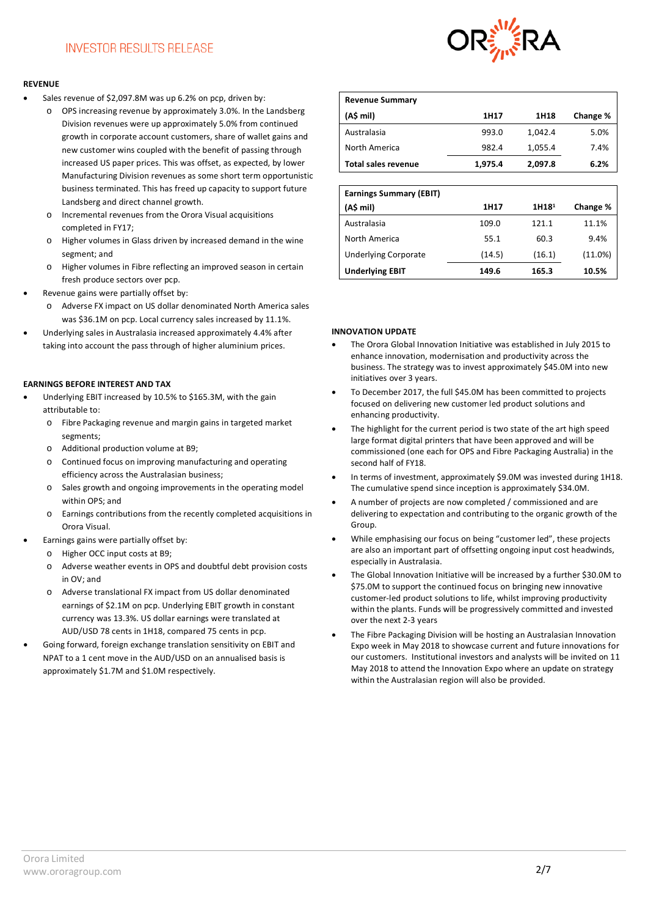## REVENUE

- Sales revenue of $2,097.8M was up 6.2% on pcp, driven by:
  - OPS increasing revenue by approximately 3.0%. In the Landsberg Division revenues were up approximately 5.0% from continued growth in corporate account customers, share of wallet gains and new customer wins coupled with the benefit of passing through increased US paper prices. This was offset, as expected, by lower Manufacturing Division revenues as some short term opportunistic business terminated. This has freed up capacity to support future Landsberg and direct channel growth.
  - Incremental revenues from the Orora Visual acquisitions completed in FY17;
  - Higher volumes in Glass driven by increased demand in the wine segment; and
  - Higher volumes in Fibre reflecting an improved season in certain fresh produce sectors over pcp.
- Revenue gains were partially offset by:
  - Adverse FX impact on US dollar denominated North America sales was $36.1M on pcp. Local currency sales increased by 11.1%.
- Underlying sales in Australasia increased approximately 4.4% after taking into account the pass through of higher aluminium prices.

## EARNINGS BEFORE INTEREST AND TAX

- Underlying EBIT increased by 10.5% to $165.3M, with the gain attributable to:
  - Fibre Packaging revenue and margin gains in targeted market segments;
  - Additional production volume at B9;
  - Continued focus on improving manufacturing and operating efficiency across the Australasian business;
  - Sales growth and ongoing improvements in the operating model within OPS; and
  - Earnings contributions from the recently completed acquisitions in Orora Visual.
- Earnings gains were partially offset by:
  - Higher OCC input costs at B9;
  - Adverse weather events in OPS and doubtful debt provision costs in OV; and
  - Adverse translational FX impact from US dollar denominated earnings of $2.1M on pcp. Underlying EBIT growth in constant currency was 13.3%. US dollar earnings were translated at AUD/USD 78 cents in 1H18, compared 75 cents in pcp.
- Going forward, foreign exchange translation sensitivity on EBIT and NPAT to a 1 cent move in the AUD/USD on an annualised basis is approximately $1.7M and $1.0M respectively.

| Revenue Summary | | | |
|---|---|---|---|
| (A$ mil) | 1H17 | 1H18 | Change % |
| Australasia | 993.0 | 1,042.4 | 5.0% |
| North America | 982.4 | 1,055.4 | 7.4% |
| **Total sales revenue** | **1,975.4** | **2,097.8** | **6.2%** |

| Earnings Summary (EBIT) | | | |
|---|---|---|---|
| (A$ mil) | 1H17 | 1H18[1] | Change % |
| Australasia | 109.0 | 121.1 | 11.1% |
| North America | 55.1 | 60.3 | 9.4% |
| Underlying Corporate | (14.5) | (16.1) | (11.0%) |
| **Underlying EBIT** | **149.6** | **165.3** | **10.5%** |

## INNOVATION UPDATE

- The Orora Global Innovation Initiative was established in July 2015 to enhance innovation, modernisation and productivity across the business. The strategy was to invest approximately $45.0M into new initiatives over 3 years.
- To December 2017, the full $45.0M has been committed to projects focused on delivering new customer led product solutions and enhancing productivity.
- The highlight for the current period is two state of the art high speed large format digital printers that have been approved and will be commissioned (one each for OPS and Fibre Packaging Australia) in the second half of FY18.
- In terms of investment, approximately $9.0M was invested during 1H18. The cumulative spend since inception is approximately $34.0M.
- A number of projects are now completed / commissioned and are delivering to expectation and contributing to the organic growth of the Group.
- While emphasising our focus on being "customer led", these projects are also an important part of offsetting ongoing input cost headwinds, especially in Australasia.
- The Global Innovation Initiative will be increased by a further $30.0M to $75.0M to support the continued focus on bringing new innovative customer-led product solutions to life, whilst improving productivity within the plants. Funds will be progressively committed and invested over the next 2-3 years
- The Fibre Packaging Division will be hosting an Australasian Innovation Expo week in May 2018 to showcase current and future innovations for our customers. Institutional investors and analysts will be invited on 11 May 2018 to attend the Innovation Expo where an update on strategy within the Australasian region will also be provided.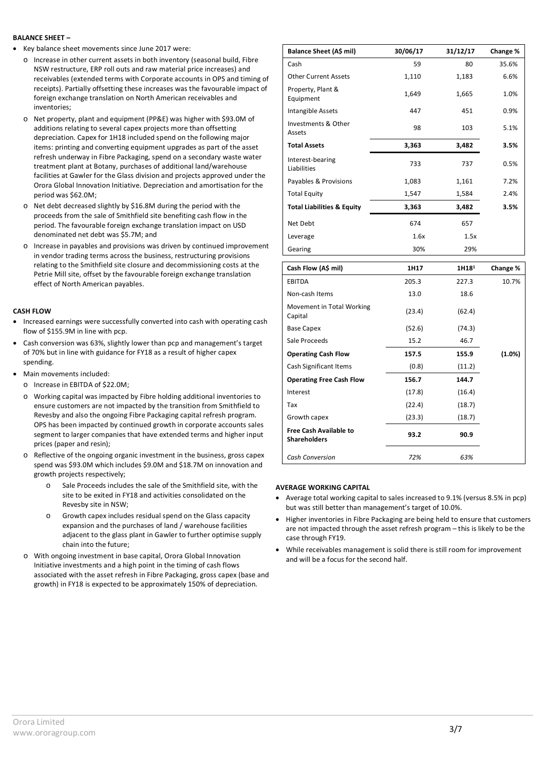**BALANCE SHEET –**

- Key balance sheet movements since June 2017 were:
  - Increase in other current assets in both inventory (seasonal build, Fibre NSW restructure, ERP roll outs and raw material price increases) and receivables (extended terms with Corporate accounts in OPS and timing of receipts). Partially offsetting these increases was the favourable impact of foreign exchange translation on North American receivables and inventories;
  - Net property, plant and equipment (PP&E) was higher with $93.0M of additions relating to several capex projects more than offsetting depreciation. Capex for 1H18 included spend on the following major items: printing and converting equipment upgrades as part of the asset refresh underway in Fibre Packaging, spend on a secondary waste water treatment plant at Botany, purchases of additional land/warehouse facilities at Gawler for the Glass division and projects approved under the Orora Global Innovation Initiative. Depreciation and amortisation for the period was $62.0M;
  - Net debt decreased slightly by $16.8M during the period with the proceeds from the sale of Smithfield site benefiting cash flow in the period. The favourable foreign exchange translation impact on USD denominated net debt was $5.7M; and
  - Increase in payables and provisions was driven by continued improvement in vendor trading terms across the business, restructuring provisions relating to the Smithfield site closure and decommissioning costs at the Petrie Mill site, offset by the favourable foreign exchange translation effect of North American payables.

| Balance Sheet (A$ mil) | 30/06/17 | 31/12/17 | Change % |
|---|---|---|---|
| Cash | 59 | 80 | 35.6% |
| Other Current Assets | 1,110 | 1,183 | 6.6% |
| Property, Plant & Equipment | 1,649 | 1,665 | 1.0% |
| Intangible Assets | 447 | 451 | 0.9% |
| Investments & Other Assets | 98 | 103 | 5.1% |
| **Total Assets** | **3,363** | **3,482** | **3.5%** |
| Interest-bearing Liabilities | 733 | 737 | 0.5% |
| Payables & Provisions | 1,083 | 1,161 | 7.2% |
| Total Equity | 1,547 | 1,584 | 2.4% |
| **Total Liabilities & Equity** | **3,363** | **3,482** | **3.5%** |
| Net Debt | 674 | 657 | |
| Leverage | 1.6x | 1.5x | |
| Gearing | 30% | 29% | |

**CASH FLOW**

- Increased earnings were successfully converted into cash with operating cash flow of $155.9M in line with pcp.
- Cash conversion was 63%, slightly lower than pcp and management's target of 70% but in line with guidance for FY18 as a result of higher capex spending.
- Main movements included:
  - Increase in EBITDA of $22.0M;
  - Working capital was impacted by Fibre holding additional inventories to ensure customers are not impacted by the transition from Smithfield to Revesby and also the ongoing Fibre Packaging capital refresh program. OPS has been impacted by continued growth in corporate accounts sales segment to larger companies that have extended terms and higher input prices (paper and resin);
  - Reflective of the ongoing organic investment in the business, gross capex spend was $93.0M which includes $9.0M and $18.7M on innovation and growth projects respectively;
    - Sale Proceeds includes the sale of the Smithfield site, with the site to be exited in FY18 and activities consolidated on the Revesby site in NSW;
    - Growth capex includes residual spend on the Glass capacity expansion and the purchases of land / warehouse facilities adjacent to the glass plant in Gawler to further optimise supply chain into the future;
  - With ongoing investment in base capital, Orora Global Innovation Initiative investments and a high point in the timing of cash flows associated with the asset refresh in Fibre Packaging, gross capex (base and growth) in FY18 is expected to be approximately 150% of depreciation.

| Cash Flow (A$ mil) | 1H17 | 1H18[1] | Change % |
|---|---|---|---|
| EBITDA | 205.3 | 227.3 | 10.7% |
| Non-cash Items | 13.0 | 18.6 | |
| Movement in Total Working Capital | (23.4) | (62.4) | |
| Base Capex | (52.6) | (74.3) | |
| Sale Proceeds | 15.2 | 46.7 | |
| **Operating Cash Flow** | **157.5** | **155.9** | **(1.0%)** |
| Cash Significant Items | (0.8) | (11.2) | |
| **Operating Free Cash Flow** | **156.7** | **144.7** | |
| Interest | (17.8) | (16.4) | |
| Tax | (22.4) | (18.7) | |
| Growth capex | (23.3) | (18.7) | |
| **Free Cash Available to Shareholders** | **93.2** | **90.9** | |
| *Cash Conversion* | *72%* | *63%* | |

**AVERAGE WORKING CAPITAL**

- Average total working capital to sales increased to 9.1% (versus 8.5% in pcp) but was still better than management's target of 10.0%.
- Higher inventories in Fibre Packaging are being held to ensure that customers are not impacted through the asset refresh program – this is likely to be the case through FY19.
- While receivables management is solid there is still room for improvement and will be a focus for the second half.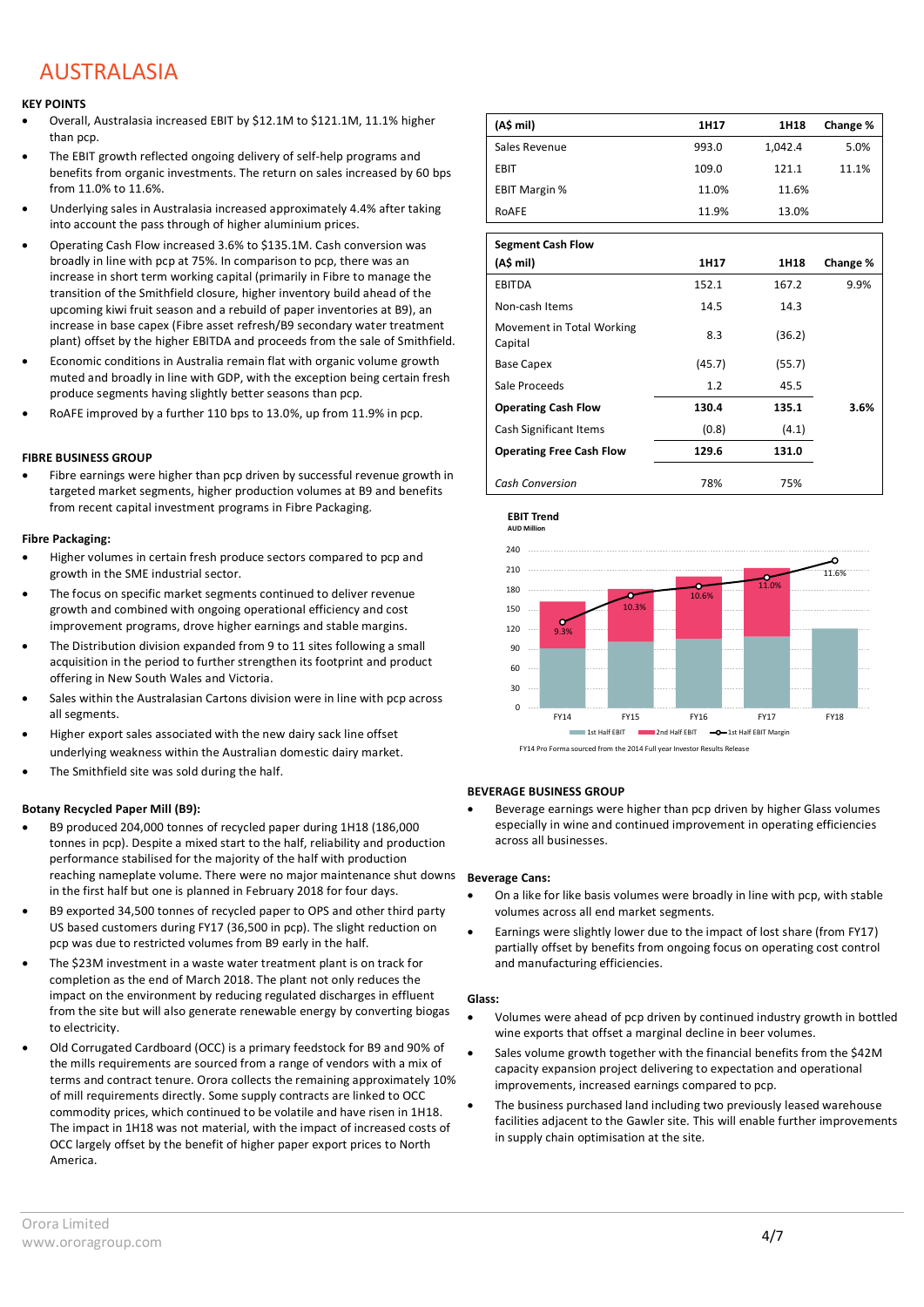# AUSTRALASIA

**KEY POINTS**

- Overall, Australasia increased EBIT by $12.1M to $121.1M, 11.1% higher than pcp.
- The EBIT growth reflected ongoing delivery of self-help programs and benefits from organic investments. The return on sales increased by 60 bps from 11.0% to 11.6%.
- Underlying sales in Australasia increased approximately 4.4% after taking into account the pass through of higher aluminium prices.
- Operating Cash Flow increased 3.6% to $135.1M. Cash conversion was broadly in line with pcp at 75%. In comparison to pcp, there was an increase in short term working capital (primarily in Fibre to manage the transition of the Smithfield closure, higher inventory build ahead of the upcoming kiwi fruit season and a rebuild of paper inventories at B9), an increase in base capex (Fibre asset refresh/B9 secondary water treatment plant) offset by the higher EBITDA and proceeds from the sale of Smithfield.
- Economic conditions in Australia remain flat with organic volume growth muted and broadly in line with GDP, with the exception being certain fresh produce segments having slightly better seasons than pcp.
- RoAFE improved by a further 110 bps to 13.0%, up from 11.9% in pcp.

| (A$ mil) | 1H17 | 1H18 | Change % |
|---|---|---|---|
| Sales Revenue | 993.0 | 1,042.4 | 5.0% |
| EBIT | 109.0 | 121.1 | 11.1% |
| EBIT Margin % | 11.0% | 11.6% | |
| RoAFE | 11.9% | 13.0% | |

| Segment Cash Flow (A$ mil) | 1H17 | 1H18 | Change % |
|---|---|---|---|
| EBITDA | 152.1 | 167.2 | 9.9% |
| Non-cash Items | 14.5 | 14.3 | |
| Movement in Total Working Capital | 8.3 | (36.2) | |
| Base Capex | (45.7) | (55.7) | |
| Sale Proceeds | 1.2 | 45.5 | |
| **Operating Cash Flow** | **130.4** | **135.1** | **3.6%** |
| Cash Significant Items | (0.8) | (4.1) | |
| **Operating Free Cash Flow** | **129.6** | **131.0** | |
| *Cash Conversion* | 78% | 75% | |

**EBIT Trend**
AUD Million

FY14 Pro Forma sourced from the 2014 Full year Investor Results Release

## FIBRE BUSINESS GROUP

- Fibre earnings were higher than pcp driven by successful revenue growth in targeted market segments, higher production volumes at B9 and benefits from recent capital investment programs in Fibre Packaging.

### Fibre Packaging:

- Higher volumes in certain fresh produce sectors compared to pcp and growth in the SME industrial sector.
- The focus on specific market segments continued to deliver revenue growth and combined with ongoing operational efficiency and cost improvement programs, drove higher earnings and stable margins.
- The Distribution division expanded from 9 to 11 sites following a small acquisition in the period to further strengthen its footprint and product offering in New South Wales and Victoria.
- Sales within the Australasian Cartons division were in line with pcp across all segments.
- Higher export sales associated with the new dairy sack line offset underlying weakness within the Australian domestic dairy market.
- The Smithfield site was sold during the half.

### Botany Recycled Paper Mill (B9):

- B9 produced 204,000 tonnes of recycled paper during 1H18 (186,000 tonnes in pcp). Despite a mixed start to the half, reliability and production performance stabilised for the majority of the half with production reaching nameplate volume. There were no major maintenance shut downs in the first half but one is planned in February 2018 for four days.
- B9 exported 34,500 tonnes of recycled paper to OPS and other third party US based customers during FY17 (36,500 in pcp). The slight reduction on pcp was due to restricted volumes from B9 early in the half.
- The $23M investment in a waste water treatment plant is on track for completion as the end of March 2018. The plant not only reduces the impact on the environment by reducing regulated discharges in effluent from the site but will also generate renewable energy by converting biogas to electricity.
- Old Corrugated Cardboard (OCC) is a primary feedstock for B9 and 90% of the mills requirements are sourced from a range of vendors with a mix of terms and contract tenure. Orora collects the remaining approximately 10% of mill requirements directly. Some supply contracts are linked to OCC commodity prices, which continued to be volatile and have risen in 1H18. The impact in 1H18 was not material, with the impact of increased costs of OCC largely offset by the benefit of higher paper export prices to North America.

## BEVERAGE BUSINESS GROUP

- Beverage earnings were higher than pcp driven by higher Glass volumes especially in wine and continued improvement in operating efficiencies across all businesses.

### Beverage Cans:

- On a like for like basis volumes were broadly in line with pcp, with stable volumes across all end market segments.
- Earnings were slightly lower due to the impact of lost share (from FY17) partially offset by benefits from ongoing focus on operating cost control and manufacturing efficiencies.

### Glass:

- Volumes were ahead of pcp driven by continued industry growth in bottled wine exports that offset a marginal decline in beer volumes.
- Sales volume growth together with the financial benefits from the $42M capacity expansion project delivering to expectation and operational improvements, increased earnings compared to pcp.
- The business purchased land including two previously leased warehouse facilities adjacent to the Gawler site. This will enable further improvements in supply chain optimisation at the site.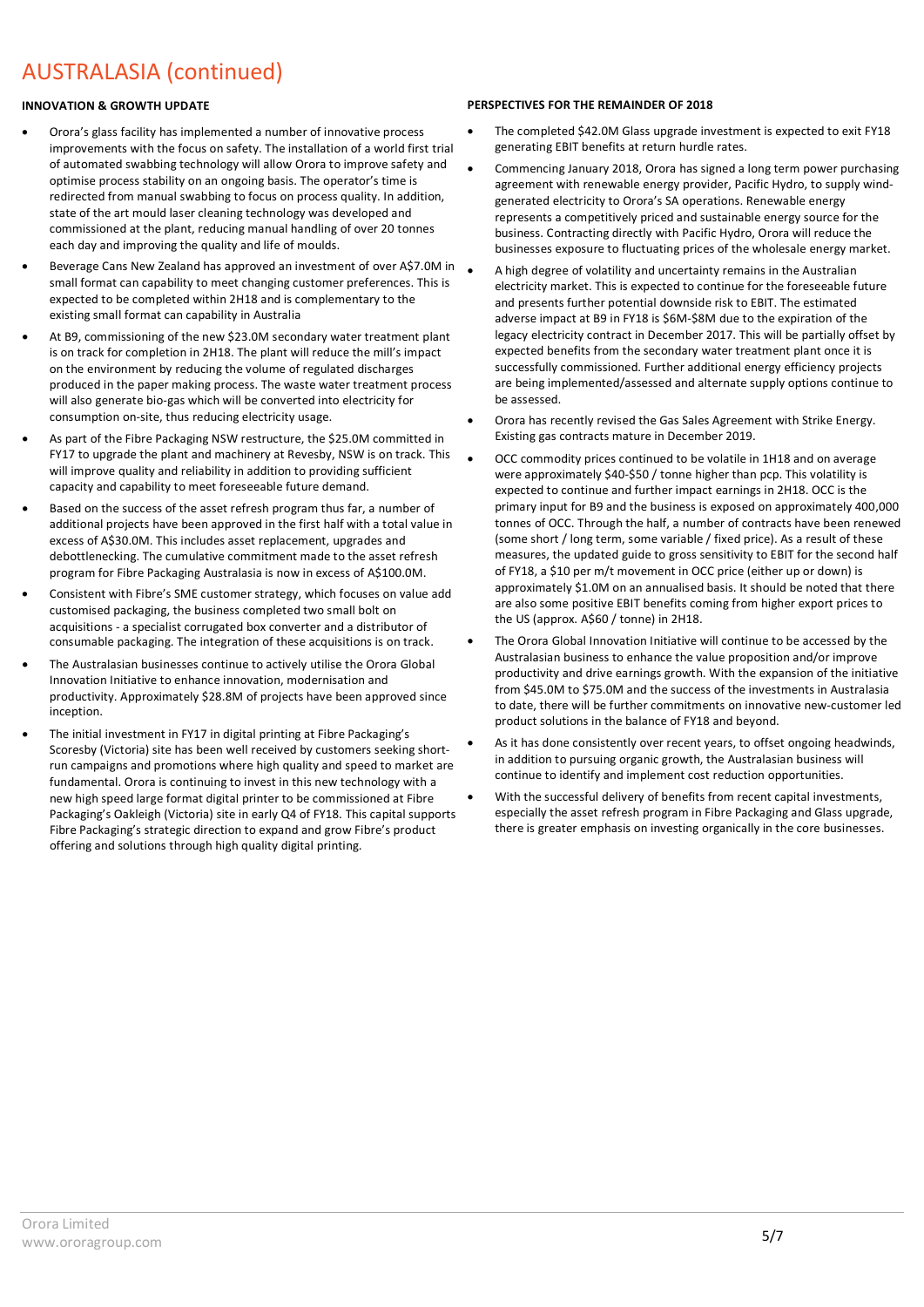# AUSTRALASIA (continued)

### INNOVATION & GROWTH UPDATE

- Orora's glass facility has implemented a number of innovative process improvements with the focus on safety. The installation of a world first trial of automated swabbing technology will allow Orora to improve safety and optimise process stability on an ongoing basis. The operator's time is redirected from manual swabbing to focus on process quality. In addition, state of the art mould laser cleaning technology was developed and commissioned at the plant, reducing manual handling of over 20 tonnes each day and improving the quality and life of moulds.
- Beverage Cans New Zealand has approved an investment of over A$7.0M in small format can capability to meet changing customer preferences. This is expected to be completed within 2H18 and is complementary to the existing small format can capability in Australia
- At B9, commissioning of the new $23.0M secondary water treatment plant is on track for completion in 2H18. The plant will reduce the mill's impact on the environment by reducing the volume of regulated discharges produced in the paper making process. The waste water treatment process will also generate bio-gas which will be converted into electricity for consumption on-site, thus reducing electricity usage.
- As part of the Fibre Packaging NSW restructure, the $25.0M committed in FY17 to upgrade the plant and machinery at Revesby, NSW is on track. This will improve quality and reliability in addition to providing sufficient capacity and capability to meet foreseeable future demand.
- Based on the success of the asset refresh program thus far, a number of additional projects have been approved in the first half with a total value in excess of A$30.0M. This includes asset replacement, upgrades and debottlenecking. The cumulative commitment made to the asset refresh program for Fibre Packaging Australasia is now in excess of A$100.0M.
- Consistent with Fibre's SME customer strategy, which focuses on value add customised packaging, the business completed two small bolt on acquisitions - a specialist corrugated box converter and a distributor of consumable packaging. The integration of these acquisitions is on track.
- The Australasian businesses continue to actively utilise the Orora Global Innovation Initiative to enhance innovation, modernisation and productivity. Approximately $28.8M of projects have been approved since inception.
- The initial investment in FY17 in digital printing at Fibre Packaging's Scoresby (Victoria) site has been well received by customers seeking short-run campaigns and promotions where high quality and speed to market are fundamental. Orora is continuing to invest in this new technology with a new high speed large format digital printer to be commissioned at Fibre Packaging's Oakleigh (Victoria) site in early Q4 of FY18. This capital supports Fibre Packaging's strategic direction to expand and grow Fibre's product offering and solutions through high quality digital printing.

### PERSPECTIVES FOR THE REMAINDER OF 2018

- The completed $42.0M Glass upgrade investment is expected to exit FY18 generating EBIT benefits at return hurdle rates.
- Commencing January 2018, Orora has signed a long term power purchasing agreement with renewable energy provider, Pacific Hydro, to supply wind-generated electricity to Orora's SA operations. Renewable energy represents a competitively priced and sustainable energy source for the business. Contracting directly with Pacific Hydro, Orora will reduce the businesses exposure to fluctuating prices of the wholesale energy market.
- A high degree of volatility and uncertainty remains in the Australian electricity market. This is expected to continue for the foreseeable future and presents further potential downside risk to EBIT. The estimated adverse impact at B9 in FY18 is $6M-$8M due to the expiration of the legacy electricity contract in December 2017. This will be partially offset by expected benefits from the secondary water treatment plant once it is successfully commissioned. Further additional energy efficiency projects are being implemented/assessed and alternate supply options continue to be assessed.
- Orora has recently revised the Gas Sales Agreement with Strike Energy. Existing gas contracts mature in December 2019.
- OCC commodity prices continued to be volatile in 1H18 and on average were approximately $40-$50 / tonne higher than pcp. This volatility is expected to continue and further impact earnings in 2H18. OCC is the primary input for B9 and the business is exposed on approximately 400,000 tonnes of OCC. Through the half, a number of contracts have been renewed (some short / long term, some variable / fixed price). As a result of these measures, the updated guide to gross sensitivity to EBIT for the second half of FY18, a $10 per m/t movement in OCC price (either up or down) is approximately $1.0M on an annualised basis. It should be noted that there are also some positive EBIT benefits coming from higher export prices to the US (approx. A$60 / tonne) in 2H18.
- The Orora Global Innovation Initiative will continue to be accessed by the Australasian business to enhance the value proposition and/or improve productivity and drive earnings growth. With the expansion of the initiative from $45.0M to $75.0M and the success of the investments in Australasia to date, there will be further commitments on innovative new-customer led product solutions in the balance of FY18 and beyond.
- As it has done consistently over recent years, to offset ongoing headwinds, in addition to pursuing organic growth, the Australasian business will continue to identify and implement cost reduction opportunities.
- With the successful delivery of benefits from recent capital investments, especially the asset refresh program in Fibre Packaging and Glass upgrade, there is greater emphasis on investing organically in the core businesses.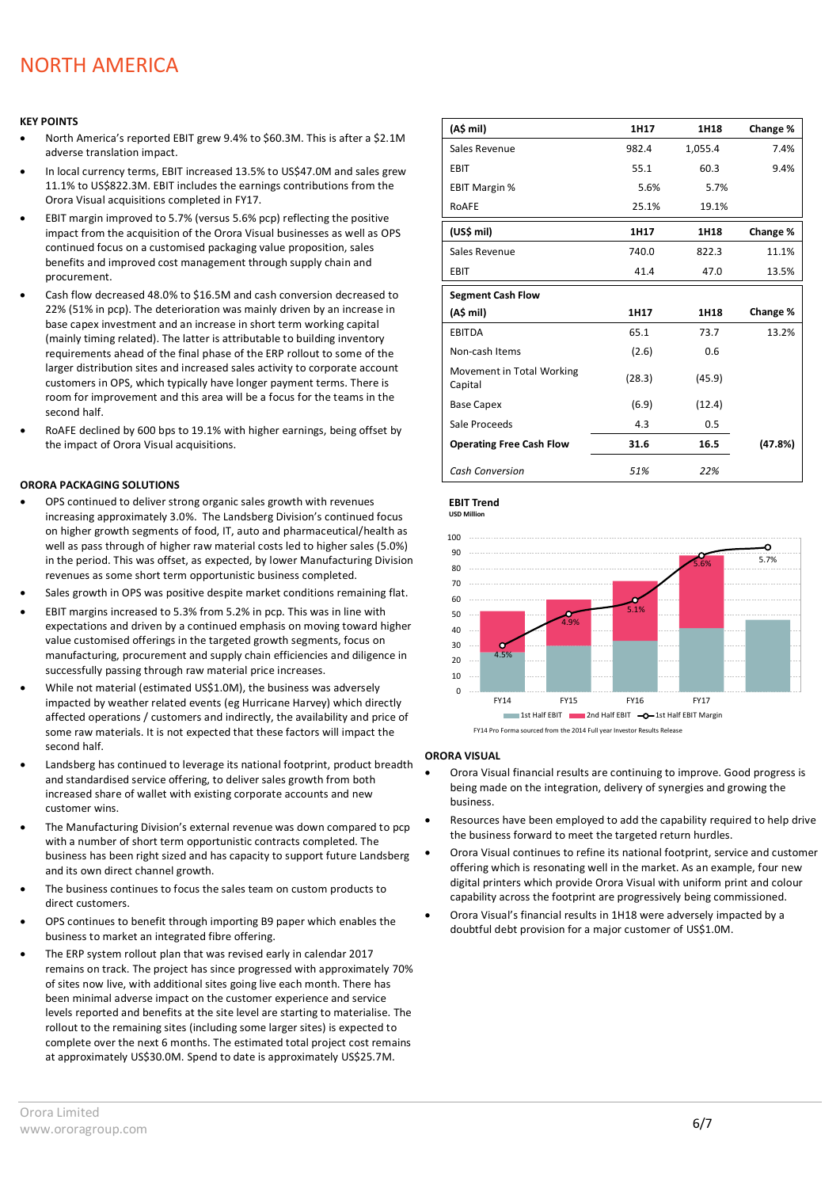# NORTH AMERICA

**KEY POINTS**

- North America's reported EBIT grew 9.4% to $60.3M. This is after a $2.1M adverse translation impact.
- In local currency terms, EBIT increased 13.5% to US$47.0M and sales grew 11.1% to US$822.3M. EBIT includes the earnings contributions from the Orora Visual acquisitions completed in FY17.
- EBIT margin improved to 5.7% (versus 5.6% pcp) reflecting the positive impact from the acquisition of the Orora Visual businesses as well as OPS continued focus on a customised packaging value proposition, sales benefits and improved cost management through supply chain and procurement.
- Cash flow decreased 48.0% to $16.5M and cash conversion decreased to 22% (51% in pcp). The deterioration was mainly driven by an increase in base capex investment and an increase in short term working capital (mainly timing related). The latter is attributable to building inventory requirements ahead of the final phase of the ERP rollout to some of the larger distribution sites and increased sales activity to corporate account customers in OPS, which typically have longer payment terms. There is room for improvement and this area will be a focus for the teams in the second half.
- RoAFE declined by 600 bps to 19.1% with higher earnings, being offset by the impact of Orora Visual acquisitions.

| (A$ mil) | 1H17 | 1H18 | Change % |
|---|---|---|---|
| Sales Revenue | 982.4 | 1,055.4 | 7.4% |
| EBIT | 55.1 | 60.3 | 9.4% |
| EBIT Margin % | 5.6% | 5.7% | |
| RoAFE | 25.1% | 19.1% | |

| (US$ mil) | 1H17 | 1H18 | Change % |
|---|---|---|---|
| Sales Revenue | 740.0 | 822.3 | 11.1% |
| EBIT | 41.4 | 47.0 | 13.5% |

| **Segment Cash Flow (A$ mil)** | **1H17** | **1H18** | **Change %** |
|---|---|---|---|
| EBITDA | 65.1 | 73.7 | 13.2% |
| Non-cash Items | (2.6) | 0.6 | |
| Movement in Total Working Capital | (28.3) | (45.9) | |
| Base Capex | (6.9) | (12.4) | |
| Sale Proceeds | 4.3 | 0.5 | |
| **Operating Free Cash Flow** | **31.6** | **16.5** | **(47.8%)** |
| *Cash Conversion* | *51%* | *22%* | |

**EBIT Trend**
USD Million

FY14 Pro Forma sourced from the 2014 Full year Investor Results Release

**ORORA PACKAGING SOLUTIONS**

- OPS continued to deliver strong organic sales growth with revenues increasing approximately 3.0%. The Landsberg Division's continued focus on higher growth segments of food, IT, auto and pharmaceutical/health as well as pass through of higher raw material costs led to higher sales (5.0%) in the period. This was offset, as expected, by lower Manufacturing Division revenues as some short term opportunistic business completed.
- Sales growth in OPS was positive despite market conditions remaining flat.
- EBIT margins increased to 5.3% from 5.2% in pcp. This was in line with expectations and driven by a continued emphasis on moving toward higher value customised offerings in the targeted growth segments, focus on manufacturing, procurement and supply chain efficiencies and diligence in successfully passing through raw material price increases.
- While not material (estimated US$1.0M), the business was adversely impacted by weather related events (eg Hurricane Harvey) which directly affected operations / customers and indirectly, the availability and price of some raw materials. It is not expected that these factors will impact the second half.
- Landsberg has continued to leverage its national footprint, product breadth and standardised service offering, to deliver sales growth from both increased share of wallet with existing corporate accounts and new customer wins.
- The Manufacturing Division's external revenue was down compared to pcp with a number of short term opportunistic contracts completed. The business has been right sized and has capacity to support future Landsberg and its own direct channel growth.
- The business continues to focus the sales team on custom products to direct customers.
- OPS continues to benefit through importing B9 paper which enables the business to market an integrated fibre offering.
- The ERP system rollout plan that was revised early in calendar 2017 remains on track. The project has since progressed with approximately 70% of sites now live, with additional sites going live each month. There has been minimal adverse impact on the customer experience and service levels reported and benefits at the site level are starting to materialise. The rollout to the remaining sites (including some larger sites) is expected to complete over the next 6 months. The estimated total project cost remains at approximately US$30.0M. Spend to date is approximately US$25.7M.

**ORORA VISUAL**

- Orora Visual financial results are continuing to improve. Good progress is being made on the integration, delivery of synergies and growing the business.
- Resources have been employed to add the capability required to help drive the business forward to meet the targeted return hurdles.
- Orora Visual continues to refine its national footprint, service and customer offering which is resonating well in the market. As an example, four new digital printers which provide Orora Visual with uniform print and colour capability across the footprint are progressively being commissioned.
- Orora Visual's financial results in 1H18 were adversely impacted by a doubtful debt provision for a major customer of US$1.0M.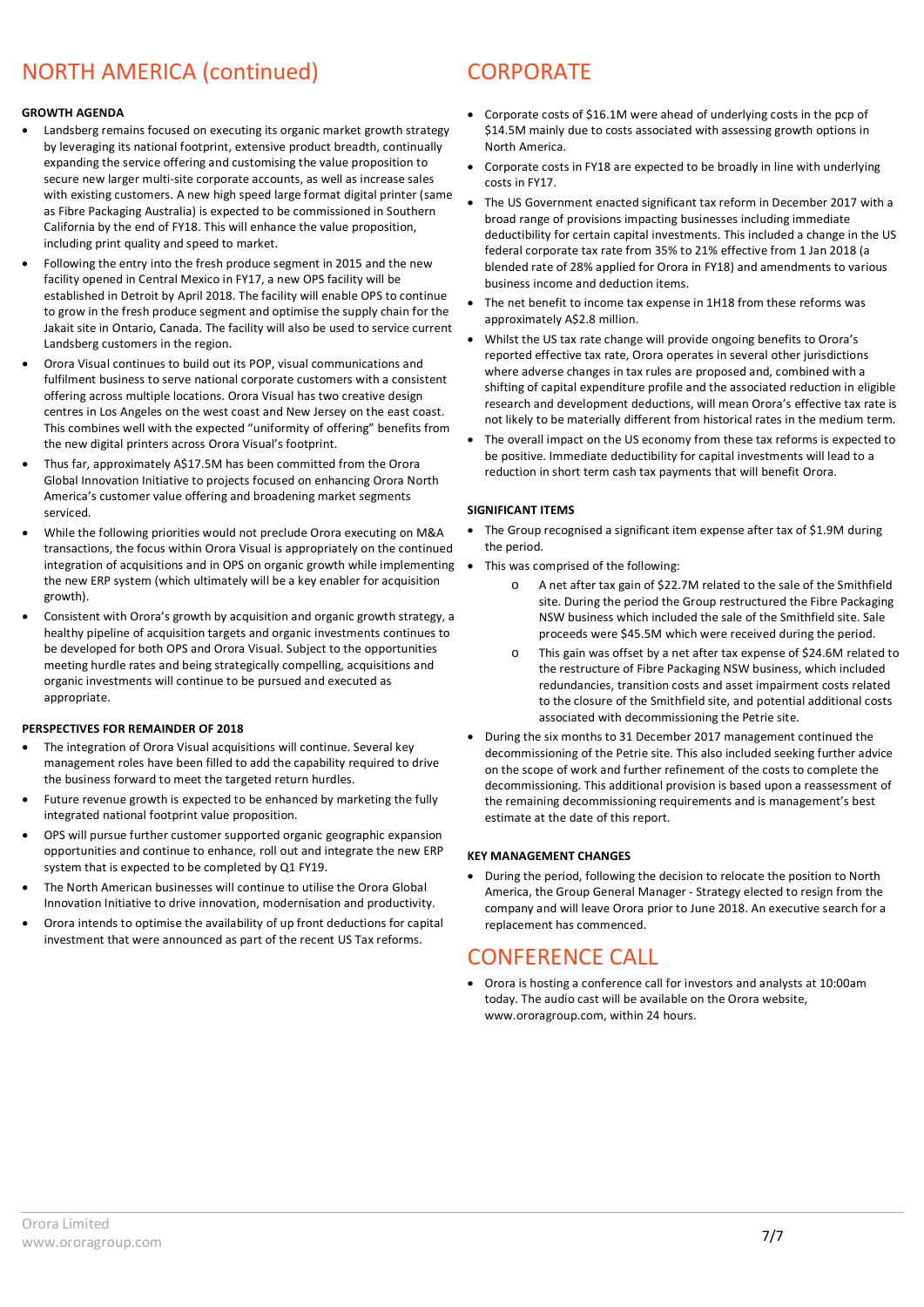# NORTH AMERICA (continued)

**GROWTH AGENDA**

- Landsberg remains focused on executing its organic market growth strategy by leveraging its national footprint, extensive product breadth, continually expanding the service offering and customising the value proposition to secure new larger multi-site corporate accounts, as well as increase sales with existing customers. A new high speed large format digital printer (same as Fibre Packaging Australia) is expected to be commissioned in Southern California by the end of FY18. This will enhance the value proposition, including print quality and speed to market.
- Following the entry into the fresh produce segment in 2015 and the new facility opened in Central Mexico in FY17, a new OPS facility will be established in Detroit by April 2018. The facility will enable OPS to continue to grow in the fresh produce segment and optimise the supply chain for the Jakait site in Ontario, Canada. The facility will also be used to service current Landsberg customers in the region.
- Orora Visual continues to build out its POP, visual communications and fulfilment business to serve national corporate customers with a consistent offering across multiple locations. Orora Visual has two creative design centres in Los Angeles on the west coast and New Jersey on the east coast. This combines well with the expected "uniformity of offering" benefits from the new digital printers across Orora Visual's footprint.
- Thus far, approximately A$17.5M has been committed from the Orora Global Innovation Initiative to projects focused on enhancing Orora North America's customer value offering and broadening market segments serviced.
- While the following priorities would not preclude Orora executing on M&A transactions, the focus within Orora Visual is appropriately on the continued integration of acquisitions and in OPS on organic growth while implementing the new ERP system (which ultimately will be a key enabler for acquisition growth).
- Consistent with Orora's growth by acquisition and organic growth strategy, a healthy pipeline of acquisition targets and organic investments continues to be developed for both OPS and Orora Visual. Subject to the opportunities meeting hurdle rates and being strategically compelling, acquisitions and organic investments will continue to be pursued and executed as appropriate.

**PERSPECTIVES FOR REMAINDER OF 2018**

- The integration of Orora Visual acquisitions will continue. Several key management roles have been filled to add the capability required to drive the business forward to meet the targeted return hurdles.
- Future revenue growth is expected to be enhanced by marketing the fully integrated national footprint value proposition.
- OPS will pursue further customer supported organic geographic expansion opportunities and continue to enhance, roll out and integrate the new ERP system that is expected to be completed by Q1 FY19.
- The North American businesses will continue to utilise the Orora Global Innovation Initiative to drive innovation, modernisation and productivity.
- Orora intends to optimise the availability of up front deductions for capital investment that were announced as part of the recent US Tax reforms.

# CORPORATE

- Corporate costs of $16.1M were ahead of underlying costs in the pcp of $14.5M mainly due to costs associated with assessing growth options in North America.
- Corporate costs in FY18 are expected to be broadly in line with underlying costs in FY17.
- The US Government enacted significant tax reform in December 2017 with a broad range of provisions impacting businesses including immediate deductibility for certain capital investments. This included a change in the US federal corporate tax rate from 35% to 21% effective from 1 Jan 2018 (a blended rate of 28% applied for Orora in FY18) and amendments to various business income and deduction items.
- The net benefit to income tax expense in 1H18 from these reforms was approximately A$2.8 million.
- Whilst the US tax rate change will provide ongoing benefits to Orora's reported effective tax rate, Orora operates in several other jurisdictions where adverse changes in tax rules are proposed and, combined with a shifting of capital expenditure profile and the associated reduction in eligible research and development deductions, will mean Orora's effective tax rate is not likely to be materially different from historical rates in the medium term.
- The overall impact on the US economy from these tax reforms is expected to be positive. Immediate deductibility for capital investments will lead to a reduction in short term cash tax payments that will benefit Orora.

**SIGNIFICANT ITEMS**

- The Group recognised a significant item expense after tax of $1.9M during the period.
- This was comprised of the following:
  - A net after tax gain of $22.7M related to the sale of the Smithfield site. During the period the Group restructured the Fibre Packaging NSW business which included the sale of the Smithfield site. Sale proceeds were $45.5M which were received during the period.
  - This gain was offset by a net after tax expense of $24.6M related to the restructure of Fibre Packaging NSW business, which included redundancies, transition costs and asset impairment costs related to the closure of the Smithfield site, and potential additional costs associated with decommissioning the Petrie site.
- During the six months to 31 December 2017 management continued the decommissioning of the Petrie site. This also included seeking further advice on the scope of work and further refinement of the costs to complete the decommissioning. This additional provision is based upon a reassessment of the remaining decommissioning requirements and is management's best estimate at the date of this report.

**KEY MANAGEMENT CHANGES**

- During the period, following the decision to relocate the position to North America, the Group General Manager - Strategy elected to resign from the company and will leave Orora prior to June 2018. An executive search for a replacement has commenced.

# CONFERENCE CALL

- Orora is hosting a conference call for investors and analysts at 10:00am today. The audio cast will be available on the Orora website, www.ororagroup.com, within 24 hours.